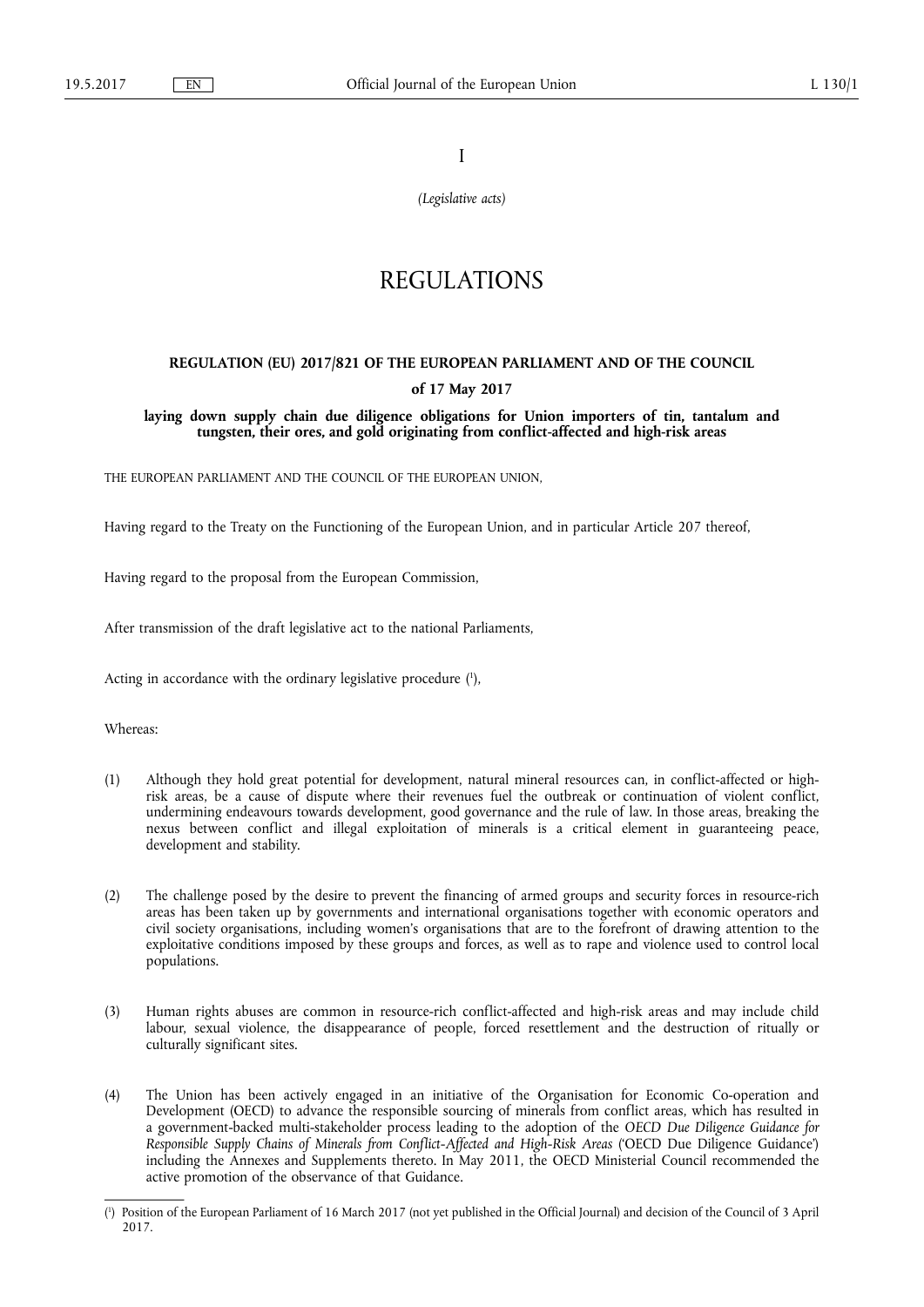I

*(Legislative acts)*

# REGULATIONS

## REGULATION (EU) 2017/821 OF THE EUROPEAN PARLIAMENT AND OF THE COUNCIL

**of 17 May 2017**

**laying down supply chain due diligence obligations for Union importers of tin, tantalum and tungsten, their ores, and gold originating from conflict-affected and high-risk areas**

THE EUROPEAN PARLIAMENT AND THE COUNCIL OF THE EUROPEAN UNION,

Having regard to the Treaty on the Functioning of the European Union, and in particular Article 207 thereof,

Having regard to the proposal from the European Commission,

After transmission of the draft legislative act to the national Parliaments,

Acting in accordance with the ordinary legislative procedure [1],

Whereas:

(1) Although they hold great potential for development, natural mineral resources can, in conflict-affected or high-risk areas, be a cause of dispute where their revenues fuel the outbreak or continuation of violent conflict, undermining endeavours towards development, good governance and the rule of law. In those areas, breaking the nexus between conflict and illegal exploitation of minerals is a critical element in guaranteeing peace, development and stability.

(2) The challenge posed by the desire to prevent the financing of armed groups and security forces in resource-rich areas has been taken up by governments and international organisations together with economic operators and civil society organisations, including women's organisations that are to the forefront of drawing attention to the exploitative conditions imposed by these groups and forces, as well as to rape and violence used to control local populations.

(3) Human rights abuses are common in resource-rich conflict-affected and high-risk areas and may include child labour, sexual violence, the disappearance of people, forced resettlement and the destruction of ritually or culturally significant sites.

(4) The Union has been actively engaged in an initiative of the Organisation for Economic Co-operation and Development (OECD) to advance the responsible sourcing of minerals from conflict areas, which has resulted in a government-backed multi-stakeholder process leading to the adoption of the *OECD Due Diligence Guidance for Responsible Supply Chains of Minerals from Conflict-Affected and High-Risk Areas* ('OECD Due Diligence Guidance') including the Annexes and Supplements thereto. In May 2011, the OECD Ministerial Council recommended the active promotion of the observance of that Guidance.

---

[1] Position of the European Parliament of 16 March 2017 (not yet published in the Official Journal) and decision of the Council of 3 April 2017.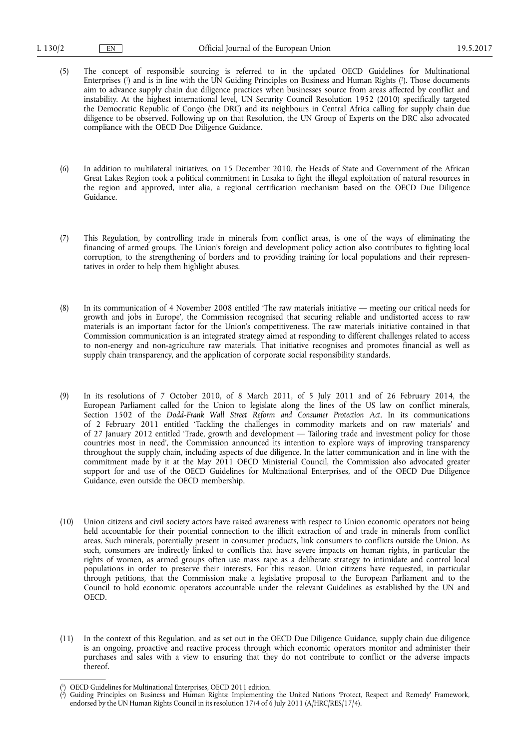(5) The concept of responsible sourcing is referred to in the updated OECD Guidelines for Multinational Enterprises [1] and is in line with the UN Guiding Principles on Business and Human Rights [2]. Those documents aim to advance supply chain due diligence practices when businesses source from areas affected by conflict and instability. At the highest international level, UN Security Council Resolution 1952 (2010) specifically targeted the Democratic Republic of Congo (the DRC) and its neighbours in Central Africa calling for supply chain due diligence to be observed. Following up on that Resolution, the UN Group of Experts on the DRC also advocated compliance with the OECD Due Diligence Guidance.

(6) In addition to multilateral initiatives, on 15 December 2010, the Heads of State and Government of the African Great Lakes Region took a political commitment in Lusaka to fight the illegal exploitation of natural resources in the region and approved, inter alia, a regional certification mechanism based on the OECD Due Diligence Guidance.

(7) This Regulation, by controlling trade in minerals from conflict areas, is one of the ways of eliminating the financing of armed groups. The Union's foreign and development policy action also contributes to fighting local corruption, to the strengthening of borders and to providing training for local populations and their representatives in order to help them highlight abuses.

(8) In its communication of 4 November 2008 entitled 'The raw materials initiative — meeting our critical needs for growth and jobs in Europe', the Commission recognised that securing reliable and undistorted access to raw materials is an important factor for the Union's competitiveness. The raw materials initiative contained in that Commission communication is an integrated strategy aimed at responding to different challenges related to access to non-energy and non-agriculture raw materials. That initiative recognises and promotes financial as well as supply chain transparency, and the application of corporate social responsibility standards.

(9) In its resolutions of 7 October 2010, of 8 March 2011, of 5 July 2011 and of 26 February 2014, the European Parliament called for the Union to legislate along the lines of the US law on conflict minerals, Section 1502 of the *Dodd-Frank Wall Street Reform and Consumer Protection Act*. In its communications of 2 February 2011 entitled 'Tackling the challenges in commodity markets and on raw materials' and of 27 January 2012 entitled 'Trade, growth and development — Tailoring trade and investment policy for those countries most in need', the Commission announced its intention to explore ways of improving transparency throughout the supply chain, including aspects of due diligence. In the latter communication and in line with the commitment made by it at the May 2011 OECD Ministerial Council, the Commission also advocated greater support for and use of the OECD Guidelines for Multinational Enterprises, and of the OECD Due Diligence Guidance, even outside the OECD membership.

(10) Union citizens and civil society actors have raised awareness with respect to Union economic operators not being held accountable for their potential connection to the illicit extraction of and trade in minerals from conflict areas. Such minerals, potentially present in consumer products, link consumers to conflicts outside the Union. As such, consumers are indirectly linked to conflicts that have severe impacts on human rights, in particular the rights of women, as armed groups often use mass rape as a deliberate strategy to intimidate and control local populations in order to preserve their interests. For this reason, Union citizens have requested, in particular through petitions, that the Commission make a legislative proposal to the European Parliament and to the Council to hold economic operators accountable under the relevant Guidelines as established by the UN and OECD.

(11) In the context of this Regulation, and as set out in the OECD Due Diligence Guidance, supply chain due diligence is an ongoing, proactive and reactive process through which economic operators monitor and administer their purchases and sales with a view to ensuring that they do not contribute to conflict or the adverse impacts thereof.

---

[1] OECD Guidelines for Multinational Enterprises, OECD 2011 edition.

[2] Guiding Principles on Business and Human Rights: Implementing the United Nations 'Protect, Respect and Remedy' Framework, endorsed by the UN Human Rights Council in its resolution 17/4 of 6 July 2011 (A/HRC/RES/17/4).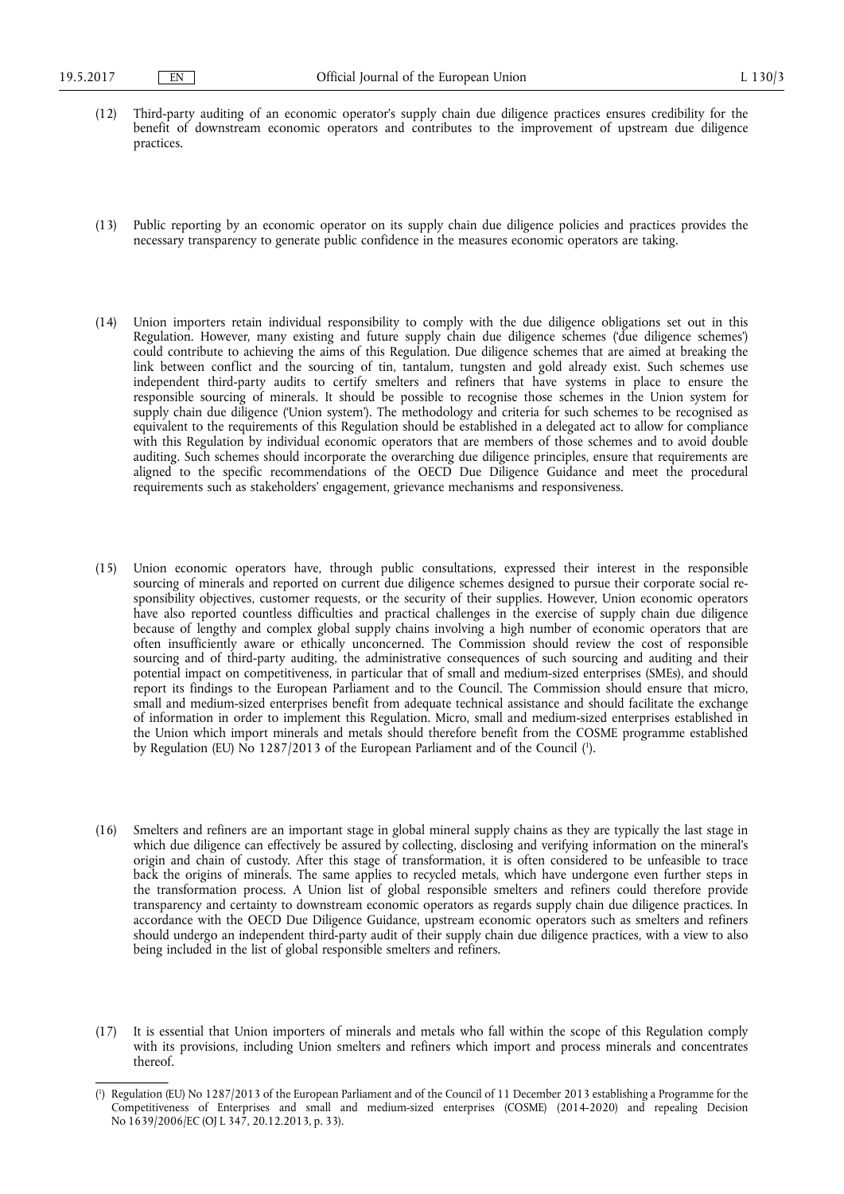(12) Third-party auditing of an economic operator's supply chain due diligence practices ensures credibility for the benefit of downstream economic operators and contributes to the improvement of upstream due diligence practices.

(13) Public reporting by an economic operator on its supply chain due diligence policies and practices provides the necessary transparency to generate public confidence in the measures economic operators are taking.

(14) Union importers retain individual responsibility to comply with the due diligence obligations set out in this Regulation. However, many existing and future supply chain due diligence schemes ('due diligence schemes') could contribute to achieving the aims of this Regulation. Due diligence schemes that are aimed at breaking the link between conflict and the sourcing of tin, tantalum, tungsten and gold already exist. Such schemes use independent third-party audits to certify smelters and refiners that have systems in place to ensure the responsible sourcing of minerals. It should be possible to recognise those schemes in the Union system for supply chain due diligence ('Union system'). The methodology and criteria for such schemes to be recognised as equivalent to the requirements of this Regulation should be established in a delegated act to allow for compliance with this Regulation by individual economic operators that are members of those schemes and to avoid double auditing. Such schemes should incorporate the overarching due diligence principles, ensure that requirements are aligned to the specific recommendations of the OECD Due Diligence Guidance and meet the procedural requirements such as stakeholders' engagement, grievance mechanisms and responsiveness.

(15) Union economic operators have, through public consultations, expressed their interest in the responsible sourcing of minerals and reported on current due diligence schemes designed to pursue their corporate social responsibility objectives, customer requests, or the security of their supplies. However, Union economic operators have also reported countless difficulties and practical challenges in the exercise of supply chain due diligence because of lengthy and complex global supply chains involving a high number of economic operators that are often insufficiently aware or ethically unconcerned. The Commission should review the cost of responsible sourcing and of third-party auditing, the administrative consequences of such sourcing and auditing and their potential impact on competitiveness, in particular that of small and medium-sized enterprises (SMEs), and should report its findings to the European Parliament and to the Council. The Commission should ensure that micro, small and medium-sized enterprises benefit from adequate technical assistance and should facilitate the exchange of information in order to implement this Regulation. Micro, small and medium-sized enterprises established in the Union which import minerals and metals should therefore benefit from the COSME programme established by Regulation (EU) No 1287/2013 of the European Parliament and of the Council [1].

(16) Smelters and refiners are an important stage in global mineral supply chains as they are typically the last stage in which due diligence can effectively be assured by collecting, disclosing and verifying information on the mineral's origin and chain of custody. After this stage of transformation, it is often considered to be unfeasible to trace back the origins of minerals. The same applies to recycled metals, which have undergone even further steps in the transformation process. A Union list of global responsible smelters and refiners could therefore provide transparency and certainty to downstream economic operators as regards supply chain due diligence practices. In accordance with the OECD Due Diligence Guidance, upstream economic operators such as smelters and refiners should undergo an independent third-party audit of their supply chain due diligence practices, with a view to also being included in the list of global responsible smelters and refiners.

(17) It is essential that Union importers of minerals and metals who fall within the scope of this Regulation comply with its provisions, including Union smelters and refiners which import and process minerals and concentrates thereof.

---

[1] Regulation (EU) No 1287/2013 of the European Parliament and of the Council of 11 December 2013 establishing a Programme for the Competitiveness of Enterprises and small and medium-sized enterprises (COSME) (2014-2020) and repealing Decision No 1639/2006/EC (OJ L 347, 20.12.2013, p. 33).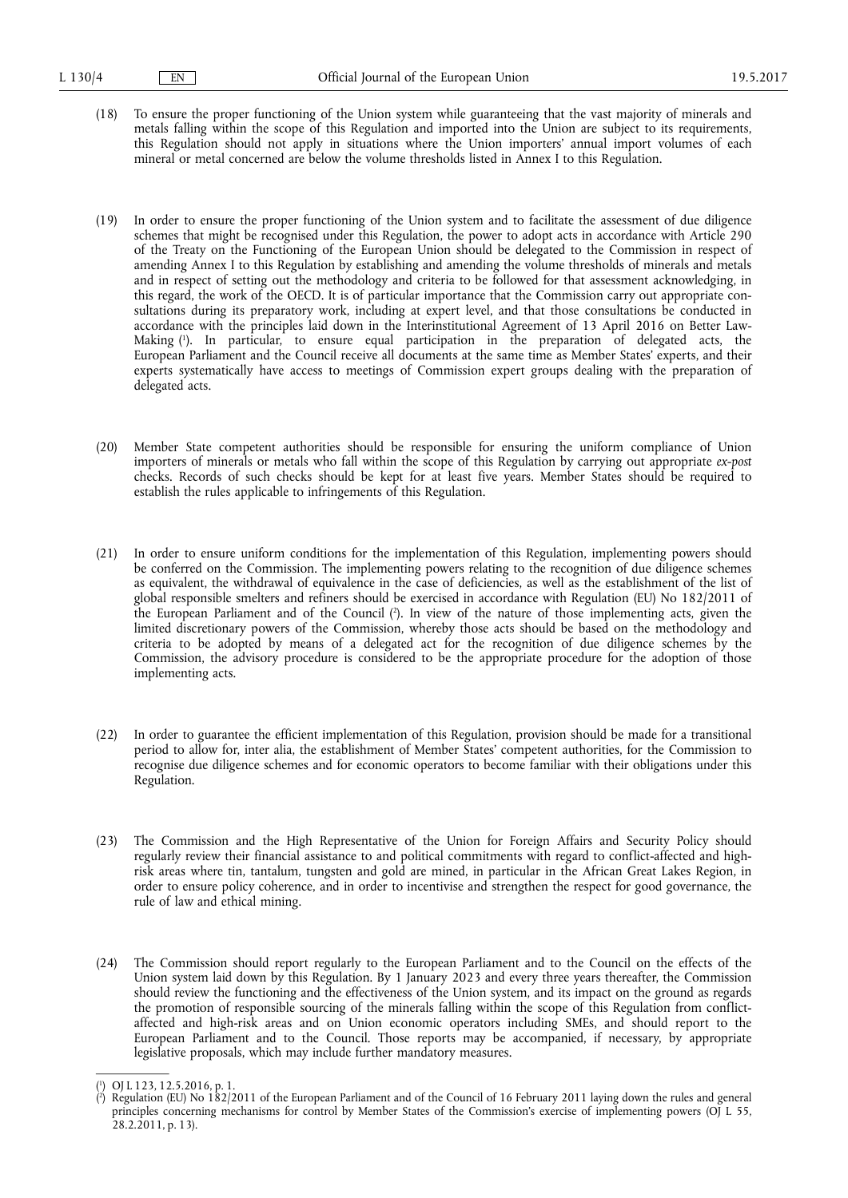(18) To ensure the proper functioning of the Union system while guaranteeing that the vast majority of minerals and metals falling within the scope of this Regulation and imported into the Union are subject to its requirements, this Regulation should not apply in situations where the Union importers' annual import volumes of each mineral or metal concerned are below the volume thresholds listed in Annex I to this Regulation.

(19) In order to ensure the proper functioning of the Union system and to facilitate the assessment of due diligence schemes that might be recognised under this Regulation, the power to adopt acts in accordance with Article 290 of the Treaty on the Functioning of the European Union should be delegated to the Commission in respect of amending Annex I to this Regulation by establishing and amending the volume thresholds of minerals and metals and in respect of setting out the methodology and criteria to be followed for that assessment acknowledging, in this regard, the work of the OECD. It is of particular importance that the Commission carry out appropriate consultations during its preparatory work, including at expert level, and that those consultations be conducted in accordance with the principles laid down in the Interinstitutional Agreement of 13 April 2016 on Better Law-Making [1]. In particular, to ensure equal participation in the preparation of delegated acts, the European Parliament and the Council receive all documents at the same time as Member States' experts, and their experts systematically have access to meetings of Commission expert groups dealing with the preparation of delegated acts.

(20) Member State competent authorities should be responsible for ensuring the uniform compliance of Union importers of minerals or metals who fall within the scope of this Regulation by carrying out appropriate *ex-post* checks. Records of such checks should be kept for at least five years. Member States should be required to establish the rules applicable to infringements of this Regulation.

(21) In order to ensure uniform conditions for the implementation of this Regulation, implementing powers should be conferred on the Commission. The implementing powers relating to the recognition of due diligence schemes as equivalent, the withdrawal of equivalence in the case of deficiencies, as well as the establishment of the list of global responsible smelters and refiners should be exercised in accordance with Regulation (EU) No 182/2011 of the European Parliament and of the Council [2]. In view of the nature of those implementing acts, given the limited discretionary powers of the Commission, whereby those acts should be based on the methodology and criteria to be adopted by means of a delegated act for the recognition of due diligence schemes by the Commission, the advisory procedure is considered to be the appropriate procedure for the adoption of those implementing acts.

(22) In order to guarantee the efficient implementation of this Regulation, provision should be made for a transitional period to allow for, inter alia, the establishment of Member States' competent authorities, for the Commission to recognise due diligence schemes and for economic operators to become familiar with their obligations under this Regulation.

(23) The Commission and the High Representative of the Union for Foreign Affairs and Security Policy should regularly review their financial assistance to and political commitments with regard to conflict-affected and high-risk areas where tin, tantalum, tungsten and gold are mined, in particular in the African Great Lakes Region, in order to ensure policy coherence, and in order to incentivise and strengthen the respect for good governance, the rule of law and ethical mining.

(24) The Commission should report regularly to the European Parliament and to the Council on the effects of the Union system laid down by this Regulation. By 1 January 2023 and every three years thereafter, the Commission should review the functioning and the effectiveness of the Union system, and its impact on the ground as regards the promotion of responsible sourcing of the minerals falling within the scope of this Regulation from conflict-affected and high-risk areas and on Union economic operators including SMEs, and should report to the European Parliament and to the Council. Those reports may be accompanied, if necessary, by appropriate legislative proposals, which may include further mandatory measures.

---

[1] OJ L 123, 12.5.2016, p. 1.

[2] Regulation (EU) No 182/2011 of the European Parliament and of the Council of 16 February 2011 laying down the rules and general principles concerning mechanisms for control by Member States of the Commission's exercise of implementing powers (OJ L 55, 28.2.2011, p. 13).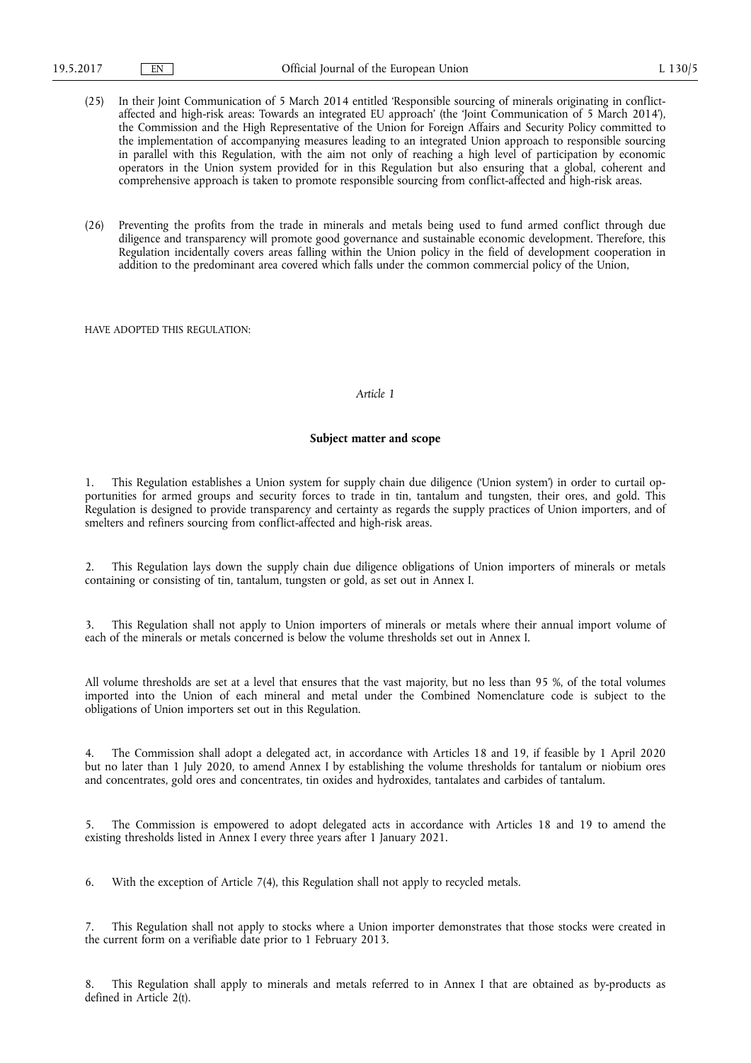(25) In their Joint Communication of 5 March 2014 entitled 'Responsible sourcing of minerals originating in conflict-affected and high-risk areas: Towards an integrated EU approach' (the 'Joint Communication of 5 March 2014'), the Commission and the High Representative of the Union for Foreign Affairs and Security Policy committed to the implementation of accompanying measures leading to an integrated Union approach to responsible sourcing in parallel with this Regulation, with the aim not only of reaching a high level of participation by economic operators in the Union system provided for in this Regulation but also ensuring that a global, coherent and comprehensive approach is taken to promote responsible sourcing from conflict-affected and high-risk areas.

(26) Preventing the profits from the trade in minerals and metals being used to fund armed conflict through due diligence and transparency will promote good governance and sustainable economic development. Therefore, this Regulation incidentally covers areas falling within the Union policy in the field of development cooperation in addition to the predominant area covered which falls under the common commercial policy of the Union,

HAVE ADOPTED THIS REGULATION:

*Article 1*

**Subject matter and scope**

1. This Regulation establishes a Union system for supply chain due diligence ('Union system') in order to curtail opportunities for armed groups and security forces to trade in tin, tantalum and tungsten, their ores, and gold. This Regulation is designed to provide transparency and certainty as regards the supply practices of Union importers, and of smelters and refiners sourcing from conflict-affected and high-risk areas.

2. This Regulation lays down the supply chain due diligence obligations of Union importers of minerals or metals containing or consisting of tin, tantalum, tungsten or gold, as set out in Annex I.

3. This Regulation shall not apply to Union importers of minerals or metals where their annual import volume of each of the minerals or metals concerned is below the volume thresholds set out in Annex I.

All volume thresholds are set at a level that ensures that the vast majority, but no less than 95 %, of the total volumes imported into the Union of each mineral and metal under the Combined Nomenclature code is subject to the obligations of Union importers set out in this Regulation.

4. The Commission shall adopt a delegated act, in accordance with Articles 18 and 19, if feasible by 1 April 2020 but no later than 1 July 2020, to amend Annex I by establishing the volume thresholds for tantalum or niobium ores and concentrates, gold ores and concentrates, tin oxides and hydroxides, tantalates and carbides of tantalum.

5. The Commission is empowered to adopt delegated acts in accordance with Articles 18 and 19 to amend the existing thresholds listed in Annex I every three years after 1 January 2021.

6. With the exception of Article 7(4), this Regulation shall not apply to recycled metals.

7. This Regulation shall not apply to stocks where a Union importer demonstrates that those stocks were created in the current form on a verifiable date prior to 1 February 2013.

8. This Regulation shall apply to minerals and metals referred to in Annex I that are obtained as by-products as defined in Article 2(t).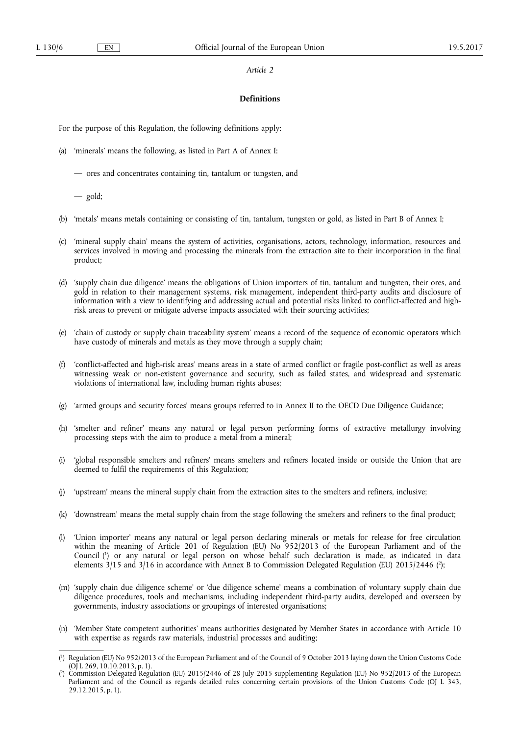*Article 2*

**Definitions**

For the purpose of this Regulation, the following definitions apply:

(a) 'minerals' means the following, as listed in Part A of Annex I:

— ores and concentrates containing tin, tantalum or tungsten, and

— gold;

(b) 'metals' means metals containing or consisting of tin, tantalum, tungsten or gold, as listed in Part B of Annex I;

(c) 'mineral supply chain' means the system of activities, organisations, actors, technology, information, resources and services involved in moving and processing the minerals from the extraction site to their incorporation in the final product;

(d) 'supply chain due diligence' means the obligations of Union importers of tin, tantalum and tungsten, their ores, and gold in relation to their management systems, risk management, independent third-party audits and disclosure of information with a view to identifying and addressing actual and potential risks linked to conflict-affected and high-risk areas to prevent or mitigate adverse impacts associated with their sourcing activities;

(e) 'chain of custody or supply chain traceability system' means a record of the sequence of economic operators which have custody of minerals and metals as they move through a supply chain;

(f) 'conflict-affected and high-risk areas' means areas in a state of armed conflict or fragile post-conflict as well as areas witnessing weak or non-existent governance and security, such as failed states, and widespread and systematic violations of international law, including human rights abuses;

(g) 'armed groups and security forces' means groups referred to in Annex II to the OECD Due Diligence Guidance;

(h) 'smelter and refiner' means any natural or legal person performing forms of extractive metallurgy involving processing steps with the aim to produce a metal from a mineral;

(i) 'global responsible smelters and refiners' means smelters and refiners located inside or outside the Union that are deemed to fulfil the requirements of this Regulation;

(j) 'upstream' means the mineral supply chain from the extraction sites to the smelters and refiners, inclusive;

(k) 'downstream' means the metal supply chain from the stage following the smelters and refiners to the final product;

(l) 'Union importer' means any natural or legal person declaring minerals or metals for release for free circulation within the meaning of Article 201 of Regulation (EU) No 952/2013 of the European Parliament and of the Council [1] or any natural or legal person on whose behalf such declaration is made, as indicated in data elements 3/15 and 3/16 in accordance with Annex B to Commission Delegated Regulation (EU) 2015/2446 [2];

(m) 'supply chain due diligence scheme' or 'due diligence scheme' means a combination of voluntary supply chain due diligence procedures, tools and mechanisms, including independent third-party audits, developed and overseen by governments, industry associations or groupings of interested organisations;

(n) 'Member State competent authorities' means authorities designated by Member States in accordance with Article 10 with expertise as regards raw materials, industrial processes and auditing;

---

[1] Regulation (EU) No 952/2013 of the European Parliament and of the Council of 9 October 2013 laying down the Union Customs Code (OJ L 269, 10.10.2013, p. 1).

[2] Commission Delegated Regulation (EU) 2015/2446 of 28 July 2015 supplementing Regulation (EU) No 952/2013 of the European Parliament and of the Council as regards detailed rules concerning certain provisions of the Union Customs Code (OJ L 343, 29.12.2015, p. 1).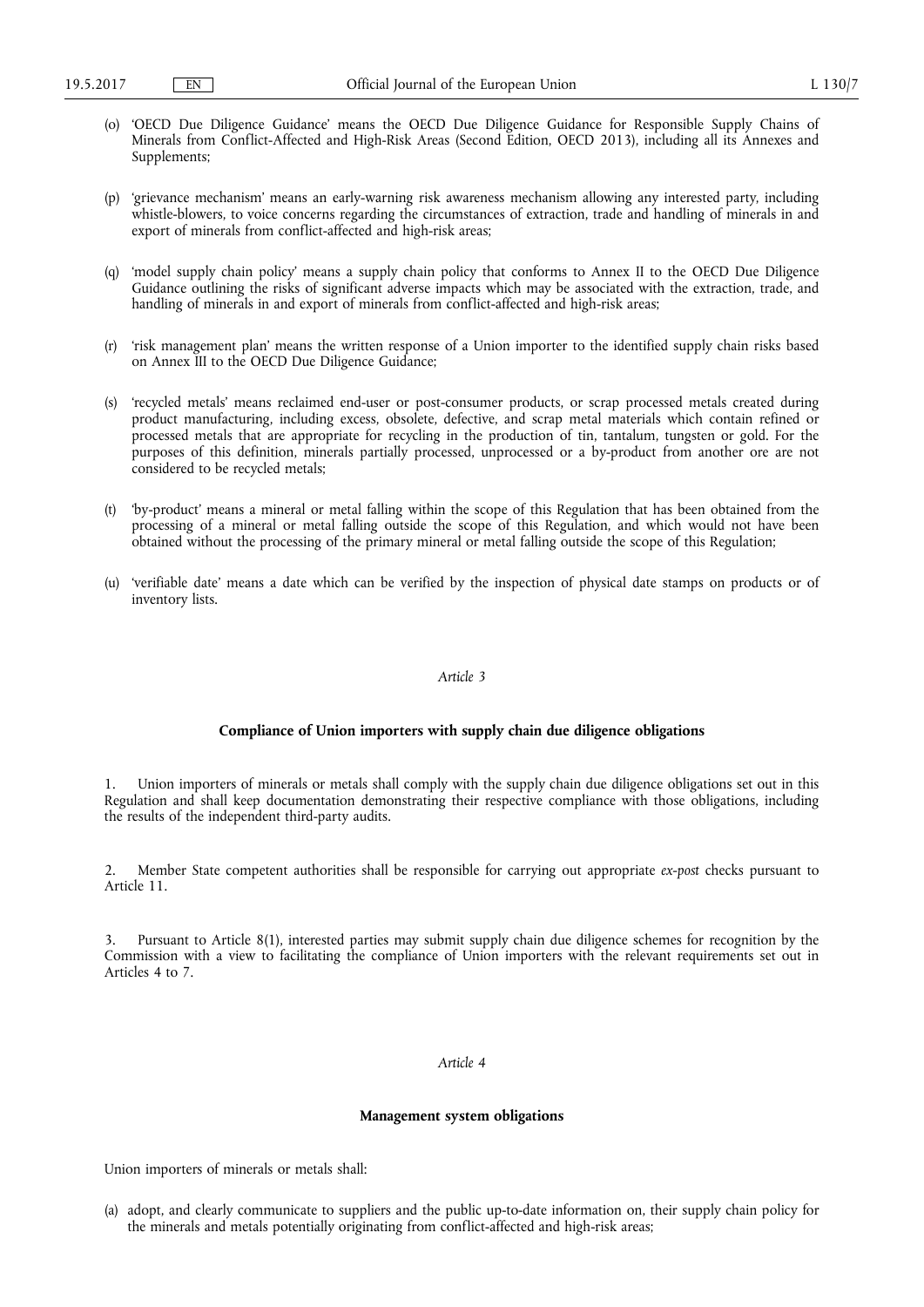(o) 'OECD Due Diligence Guidance' means the OECD Due Diligence Guidance for Responsible Supply Chains of Minerals from Conflict-Affected and High-Risk Areas (Second Edition, OECD 2013), including all its Annexes and Supplements;

(p) 'grievance mechanism' means an early-warning risk awareness mechanism allowing any interested party, including whistle-blowers, to voice concerns regarding the circumstances of extraction, trade and handling of minerals in and export of minerals from conflict-affected and high-risk areas;

(q) 'model supply chain policy' means a supply chain policy that conforms to Annex II to the OECD Due Diligence Guidance outlining the risks of significant adverse impacts which may be associated with the extraction, trade, and handling of minerals in and export of minerals from conflict-affected and high-risk areas;

(r) 'risk management plan' means the written response of a Union importer to the identified supply chain risks based on Annex III to the OECD Due Diligence Guidance;

(s) 'recycled metals' means reclaimed end-user or post-consumer products, or scrap processed metals created during product manufacturing, including excess, obsolete, defective, and scrap metal materials which contain refined or processed metals that are appropriate for recycling in the production of tin, tantalum, tungsten or gold. For the purposes of this definition, minerals partially processed, unprocessed or a by-product from another ore are not considered to be recycled metals;

(t) 'by-product' means a mineral or metal falling within the scope of this Regulation that has been obtained from the processing of a mineral or metal falling outside the scope of this Regulation, and which would not have been obtained without the processing of the primary mineral or metal falling outside the scope of this Regulation;

(u) 'verifiable date' means a date which can be verified by the inspection of physical date stamps on products or of inventory lists.

*Article 3*

**Compliance of Union importers with supply chain due diligence obligations**

1. Union importers of minerals or metals shall comply with the supply chain due diligence obligations set out in this Regulation and shall keep documentation demonstrating their respective compliance with those obligations, including the results of the independent third-party audits.

2. Member State competent authorities shall be responsible for carrying out appropriate *ex-post* checks pursuant to Article 11.

3. Pursuant to Article 8(1), interested parties may submit supply chain due diligence schemes for recognition by the Commission with a view to facilitating the compliance of Union importers with the relevant requirements set out in Articles 4 to 7.

*Article 4*

**Management system obligations**

Union importers of minerals or metals shall:

(a) adopt, and clearly communicate to suppliers and the public up-to-date information on, their supply chain policy for the minerals and metals potentially originating from conflict-affected and high-risk areas;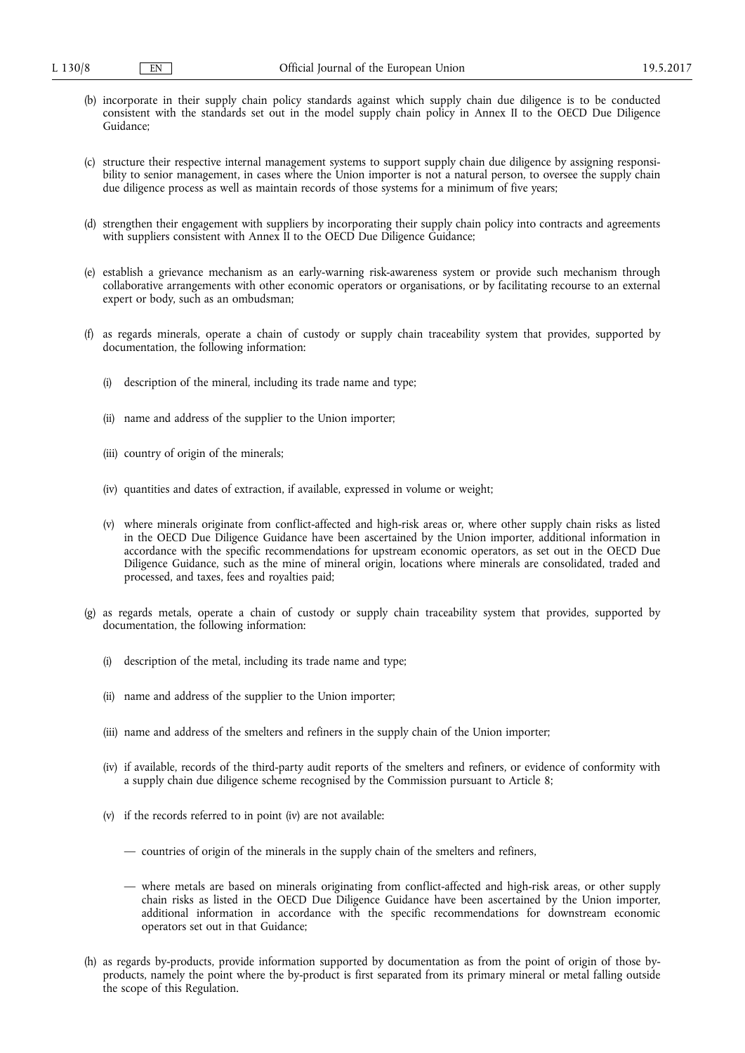(b) incorporate in their supply chain policy standards against which supply chain due diligence is to be conducted consistent with the standards set out in the model supply chain policy in Annex II to the OECD Due Diligence Guidance;

(c) structure their respective internal management systems to support supply chain due diligence by assigning responsibility to senior management, in cases where the Union importer is not a natural person, to oversee the supply chain due diligence process as well as maintain records of those systems for a minimum of five years;

(d) strengthen their engagement with suppliers by incorporating their supply chain policy into contracts and agreements with suppliers consistent with Annex II to the OECD Due Diligence Guidance;

(e) establish a grievance mechanism as an early-warning risk-awareness system or provide such mechanism through collaborative arrangements with other economic operators or organisations, or by facilitating recourse to an external expert or body, such as an ombudsman;

(f) as regards minerals, operate a chain of custody or supply chain traceability system that provides, supported by documentation, the following information:

   (i) description of the mineral, including its trade name and type;

   (ii) name and address of the supplier to the Union importer;

   (iii) country of origin of the minerals;

   (iv) quantities and dates of extraction, if available, expressed in volume or weight;

   (v) where minerals originate from conflict-affected and high-risk areas or, where other supply chain risks as listed in the OECD Due Diligence Guidance have been ascertained by the Union importer, additional information in accordance with the specific recommendations for upstream economic operators, as set out in the OECD Due Diligence Guidance, such as the mine of mineral origin, locations where minerals are consolidated, traded and processed, and taxes, fees and royalties paid;

(g) as regards metals, operate a chain of custody or supply chain traceability system that provides, supported by documentation, the following information:

   (i) description of the metal, including its trade name and type;

   (ii) name and address of the supplier to the Union importer;

   (iii) name and address of the smelters and refiners in the supply chain of the Union importer;

   (iv) if available, records of the third-party audit reports of the smelters and refiners, or evidence of conformity with a supply chain due diligence scheme recognised by the Commission pursuant to Article 8;

   (v) if the records referred to in point (iv) are not available:

   — countries of origin of the minerals in the supply chain of the smelters and refiners,

   — where metals are based on minerals originating from conflict-affected and high-risk areas, or other supply chain risks as listed in the OECD Due Diligence Guidance have been ascertained by the Union importer, additional information in accordance with the specific recommendations for downstream economic operators set out in that Guidance;

(h) as regards by-products, provide information supported by documentation as from the point of origin of those by-products, namely the point where the by-product is first separated from its primary mineral or metal falling outside the scope of this Regulation.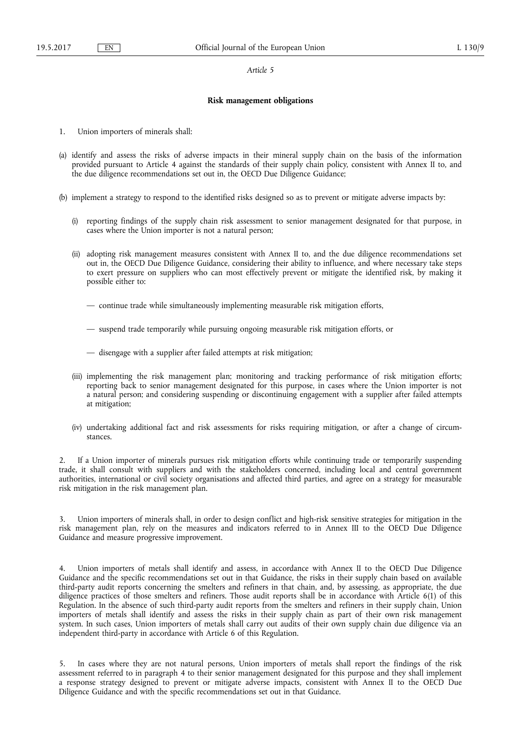*Article 5*

**Risk management obligations**

1. Union importers of minerals shall:

(a) identify and assess the risks of adverse impacts in their mineral supply chain on the basis of the information provided pursuant to Article 4 against the standards of their supply chain policy, consistent with Annex II to, and the due diligence recommendations set out in, the OECD Due Diligence Guidance;

(b) implement a strategy to respond to the identified risks designed so as to prevent or mitigate adverse impacts by:

   (i) reporting findings of the supply chain risk assessment to senior management designated for that purpose, in cases where the Union importer is not a natural person;

   (ii) adopting risk management measures consistent with Annex II to, and the due diligence recommendations set out in, the OECD Due Diligence Guidance, considering their ability to influence, and where necessary take steps to exert pressure on suppliers who can most effectively prevent or mitigate the identified risk, by making it possible either to:

   — continue trade while simultaneously implementing measurable risk mitigation efforts,

   — suspend trade temporarily while pursuing ongoing measurable risk mitigation efforts, or

   — disengage with a supplier after failed attempts at risk mitigation;

   (iii) implementing the risk management plan; monitoring and tracking performance of risk mitigation efforts; reporting back to senior management designated for this purpose, in cases where the Union importer is not a natural person; and considering suspending or discontinuing engagement with a supplier after failed attempts at mitigation;

   (iv) undertaking additional fact and risk assessments for risks requiring mitigation, or after a change of circumstances.

2. If a Union importer of minerals pursues risk mitigation efforts while continuing trade or temporarily suspending trade, it shall consult with suppliers and with the stakeholders concerned, including local and central government authorities, international or civil society organisations and affected third parties, and agree on a strategy for measurable risk mitigation in the risk management plan.

3. Union importers of minerals shall, in order to design conflict and high-risk sensitive strategies for mitigation in the risk management plan, rely on the measures and indicators referred to in Annex III to the OECD Due Diligence Guidance and measure progressive improvement.

4. Union importers of metals shall identify and assess, in accordance with Annex II to the OECD Due Diligence Guidance and the specific recommendations set out in that Guidance, the risks in their supply chain based on available third-party audit reports concerning the smelters and refiners in that chain, and, by assessing, as appropriate, the due diligence practices of those smelters and refiners. Those audit reports shall be in accordance with Article 6(1) of this Regulation. In the absence of such third-party audit reports from the smelters and refiners in their supply chain, Union importers of metals shall identify and assess the risks in their supply chain as part of their own risk management system. In such cases, Union importers of metals shall carry out audits of their own supply chain due diligence via an independent third-party in accordance with Article 6 of this Regulation.

5. In cases where they are not natural persons, Union importers of metals shall report the findings of the risk assessment referred to in paragraph 4 to their senior management designated for this purpose and they shall implement a response strategy designed to prevent or mitigate adverse impacts, consistent with Annex II to the OECD Due Diligence Guidance and with the specific recommendations set out in that Guidance.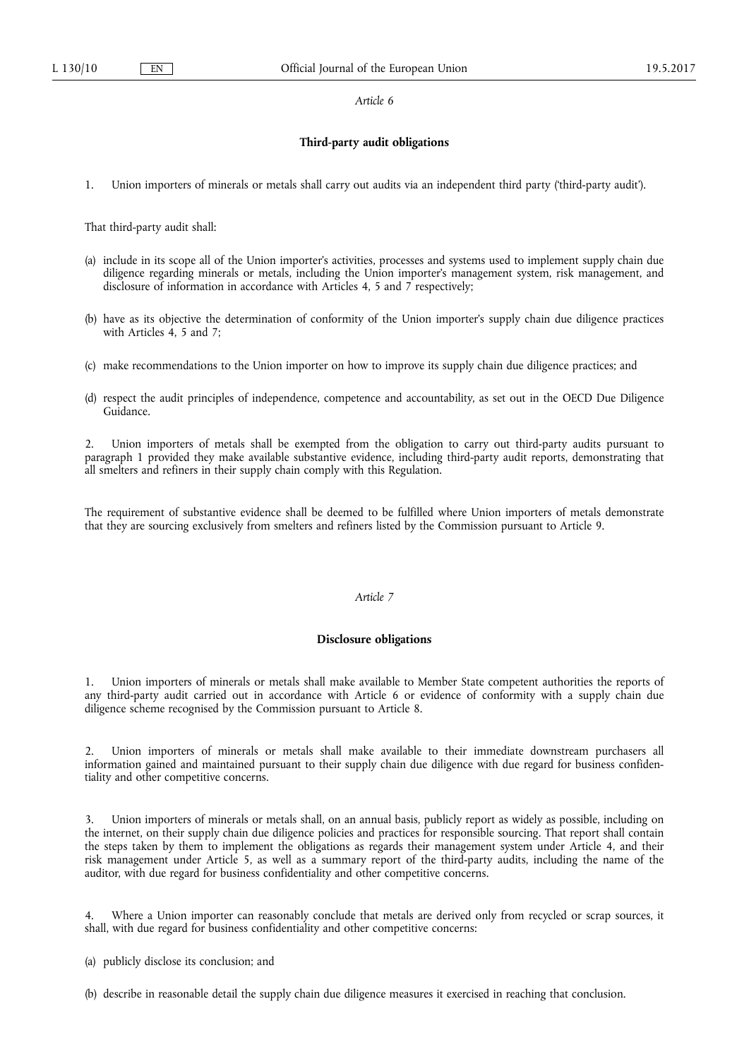*Article 6*

**Third-party audit obligations**

1. Union importers of minerals or metals shall carry out audits via an independent third party ('third-party audit').

That third-party audit shall:

(a) include in its scope all of the Union importer's activities, processes and systems used to implement supply chain due diligence regarding minerals or metals, including the Union importer's management system, risk management, and disclosure of information in accordance with Articles 4, 5 and 7 respectively;

(b) have as its objective the determination of conformity of the Union importer's supply chain due diligence practices with Articles 4, 5 and 7;

(c) make recommendations to the Union importer on how to improve its supply chain due diligence practices; and

(d) respect the audit principles of independence, competence and accountability, as set out in the OECD Due Diligence Guidance.

2. Union importers of metals shall be exempted from the obligation to carry out third-party audits pursuant to paragraph 1 provided they make available substantive evidence, including third-party audit reports, demonstrating that all smelters and refiners in their supply chain comply with this Regulation.

The requirement of substantive evidence shall be deemed to be fulfilled where Union importers of metals demonstrate that they are sourcing exclusively from smelters and refiners listed by the Commission pursuant to Article 9.

*Article 7*

**Disclosure obligations**

1. Union importers of minerals or metals shall make available to Member State competent authorities the reports of any third-party audit carried out in accordance with Article 6 or evidence of conformity with a supply chain due diligence scheme recognised by the Commission pursuant to Article 8.

2. Union importers of minerals or metals shall make available to their immediate downstream purchasers all information gained and maintained pursuant to their supply chain due diligence with due regard for business confidentiality and other competitive concerns.

3. Union importers of minerals or metals shall, on an annual basis, publicly report as widely as possible, including on the internet, on their supply chain due diligence policies and practices for responsible sourcing. That report shall contain the steps taken by them to implement the obligations as regards their management system under Article 4, and their risk management under Article 5, as well as a summary report of the third-party audits, including the name of the auditor, with due regard for business confidentiality and other competitive concerns.

4. Where a Union importer can reasonably conclude that metals are derived only from recycled or scrap sources, it shall, with due regard for business confidentiality and other competitive concerns:

(a) publicly disclose its conclusion; and

(b) describe in reasonable detail the supply chain due diligence measures it exercised in reaching that conclusion.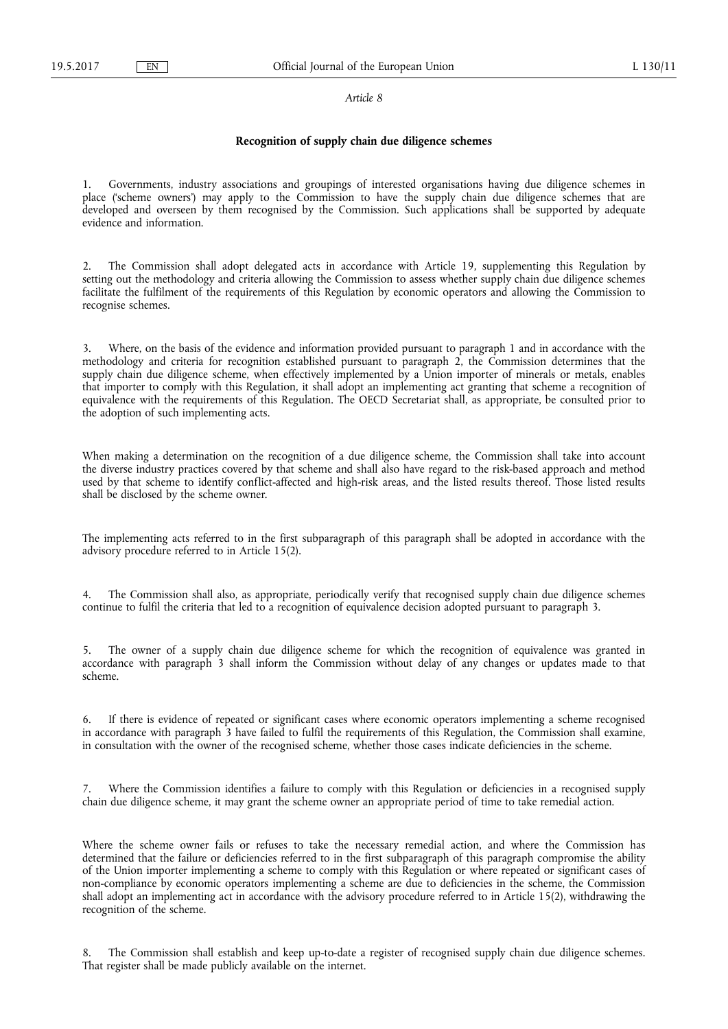*Article 8*

**Recognition of supply chain due diligence schemes**

1. Governments, industry associations and groupings of interested organisations having due diligence schemes in place ('scheme owners') may apply to the Commission to have the supply chain due diligence schemes that are developed and overseen by them recognised by the Commission. Such applications shall be supported by adequate evidence and information.

2. The Commission shall adopt delegated acts in accordance with Article 19, supplementing this Regulation by setting out the methodology and criteria allowing the Commission to assess whether supply chain due diligence schemes facilitate the fulfilment of the requirements of this Regulation by economic operators and allowing the Commission to recognise schemes.

3. Where, on the basis of the evidence and information provided pursuant to paragraph 1 and in accordance with the methodology and criteria for recognition established pursuant to paragraph 2, the Commission determines that the supply chain due diligence scheme, when effectively implemented by a Union importer of minerals or metals, enables that importer to comply with this Regulation, it shall adopt an implementing act granting that scheme a recognition of equivalence with the requirements of this Regulation. The OECD Secretariat shall, as appropriate, be consulted prior to the adoption of such implementing acts.

When making a determination on the recognition of a due diligence scheme, the Commission shall take into account the diverse industry practices covered by that scheme and shall also have regard to the risk-based approach and method used by that scheme to identify conflict-affected and high-risk areas, and the listed results thereof. Those listed results shall be disclosed by the scheme owner.

The implementing acts referred to in the first subparagraph of this paragraph shall be adopted in accordance with the advisory procedure referred to in Article 15(2).

4. The Commission shall also, as appropriate, periodically verify that recognised supply chain due diligence schemes continue to fulfil the criteria that led to a recognition of equivalence decision adopted pursuant to paragraph 3.

5. The owner of a supply chain due diligence scheme for which the recognition of equivalence was granted in accordance with paragraph 3 shall inform the Commission without delay of any changes or updates made to that scheme.

6. If there is evidence of repeated or significant cases where economic operators implementing a scheme recognised in accordance with paragraph 3 have failed to fulfil the requirements of this Regulation, the Commission shall examine, in consultation with the owner of the recognised scheme, whether those cases indicate deficiencies in the scheme.

7. Where the Commission identifies a failure to comply with this Regulation or deficiencies in a recognised supply chain due diligence scheme, it may grant the scheme owner an appropriate period of time to take remedial action.

Where the scheme owner fails or refuses to take the necessary remedial action, and where the Commission has determined that the failure or deficiencies referred to in the first subparagraph of this paragraph compromise the ability of the Union importer implementing a scheme to comply with this Regulation or where repeated or significant cases of non-compliance by economic operators implementing a scheme are due to deficiencies in the scheme, the Commission shall adopt an implementing act in accordance with the advisory procedure referred to in Article 15(2), withdrawing the recognition of the scheme.

8. The Commission shall establish and keep up-to-date a register of recognised supply chain due diligence schemes. That register shall be made publicly available on the internet.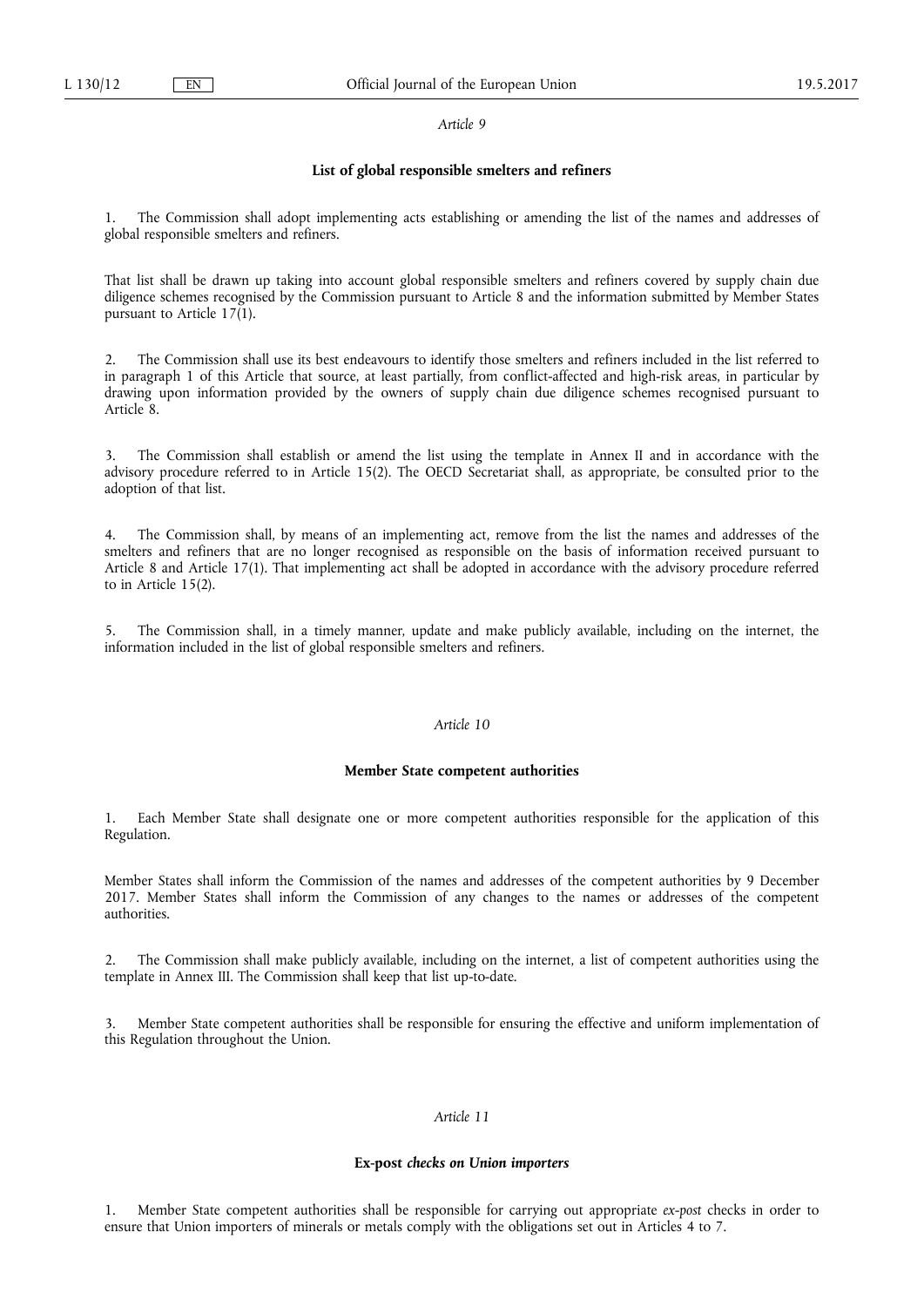*Article 9*

**List of global responsible smelters and refiners**

1. The Commission shall adopt implementing acts establishing or amending the list of the names and addresses of global responsible smelters and refiners.

That list shall be drawn up taking into account global responsible smelters and refiners covered by supply chain due diligence schemes recognised by the Commission pursuant to Article 8 and the information submitted by Member States pursuant to Article 17(1).

2. The Commission shall use its best endeavours to identify those smelters and refiners included in the list referred to in paragraph 1 of this Article that source, at least partially, from conflict-affected and high-risk areas, in particular by drawing upon information provided by the owners of supply chain due diligence schemes recognised pursuant to Article 8.

3. The Commission shall establish or amend the list using the template in Annex II and in accordance with the advisory procedure referred to in Article 15(2). The OECD Secretariat shall, as appropriate, be consulted prior to the adoption of that list.

4. The Commission shall, by means of an implementing act, remove from the list the names and addresses of the smelters and refiners that are no longer recognised as responsible on the basis of information received pursuant to Article 8 and Article 17(1). That implementing act shall be adopted in accordance with the advisory procedure referred to in Article 15(2).

5. The Commission shall, in a timely manner, update and make publicly available, including on the internet, the information included in the list of global responsible smelters and refiners.

*Article 10*

**Member State competent authorities**

1. Each Member State shall designate one or more competent authorities responsible for the application of this Regulation.

Member States shall inform the Commission of the names and addresses of the competent authorities by 9 December 2017. Member States shall inform the Commission of any changes to the names or addresses of the competent authorities.

2. The Commission shall make publicly available, including on the internet, a list of competent authorities using the template in Annex III. The Commission shall keep that list up-to-date.

3. Member State competent authorities shall be responsible for ensuring the effective and uniform implementation of this Regulation throughout the Union.

*Article 11*

***Ex-post* checks on Union importers**

1. Member State competent authorities shall be responsible for carrying out appropriate *ex-post* checks in order to ensure that Union importers of minerals or metals comply with the obligations set out in Articles 4 to 7.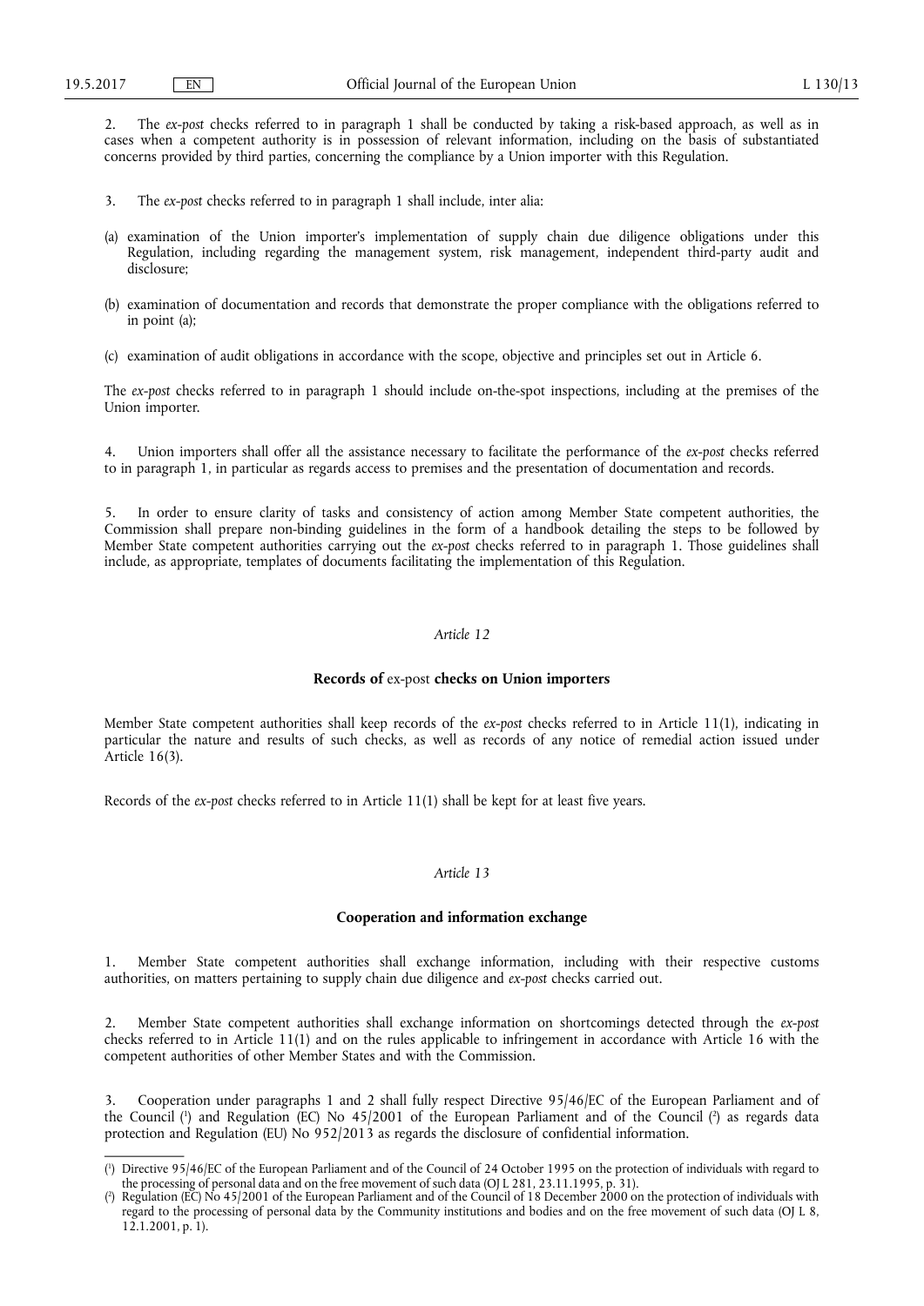2. The *ex-post* checks referred to in paragraph 1 shall be conducted by taking a risk-based approach, as well as in cases when a competent authority is in possession of relevant information, including on the basis of substantiated concerns provided by third parties, concerning the compliance by a Union importer with this Regulation.

3. The *ex-post* checks referred to in paragraph 1 shall include, inter alia:

(a) examination of the Union importer's implementation of supply chain due diligence obligations under this Regulation, including regarding the management system, risk management, independent third-party audit and disclosure;

(b) examination of documentation and records that demonstrate the proper compliance with the obligations referred to in point (a);

(c) examination of audit obligations in accordance with the scope, objective and principles set out in Article 6.

The *ex-post* checks referred to in paragraph 1 should include on-the-spot inspections, including at the premises of the Union importer.

4. Union importers shall offer all the assistance necessary to facilitate the performance of the *ex-post* checks referred to in paragraph 1, in particular as regards access to premises and the presentation of documentation and records.

5. In order to ensure clarity of tasks and consistency of action among Member State competent authorities, the Commission shall prepare non-binding guidelines in the form of a handbook detailing the steps to be followed by Member State competent authorities carrying out the *ex-post* checks referred to in paragraph 1. Those guidelines shall include, as appropriate, templates of documents facilitating the implementation of this Regulation.

*Article 12*

**Records of *ex-post* checks on Union importers**

Member State competent authorities shall keep records of the *ex-post* checks referred to in Article 11(1), indicating in particular the nature and results of such checks, as well as records of any notice of remedial action issued under Article 16(3).

Records of the *ex-post* checks referred to in Article 11(1) shall be kept for at least five years.

*Article 13*

**Cooperation and information exchange**

1. Member State competent authorities shall exchange information, including with their respective customs authorities, on matters pertaining to supply chain due diligence and *ex-post* checks carried out.

2. Member State competent authorities shall exchange information on shortcomings detected through the *ex-post* checks referred to in Article 11(1) and on the rules applicable to infringement in accordance with Article 16 with the competent authorities of other Member States and with the Commission.

3. Cooperation under paragraphs 1 and 2 shall fully respect Directive 95/46/EC of the European Parliament and of the Council [1] and Regulation (EC) No 45/2001 of the European Parliament and of the Council [2] as regards data protection and Regulation (EU) No 952/2013 as regards the disclosure of confidential information.

---

[1] Directive 95/46/EC of the European Parliament and of the Council of 24 October 1995 on the protection of individuals with regard to the processing of personal data and on the free movement of such data (OJ L 281, 23.11.1995, p. 31).

[2] Regulation (EC) No 45/2001 of the European Parliament and of the Council of 18 December 2000 on the protection of individuals with regard to the processing of personal data by the Community institutions and bodies and on the free movement of such data (OJ L 8, 12.1.2001, p. 1).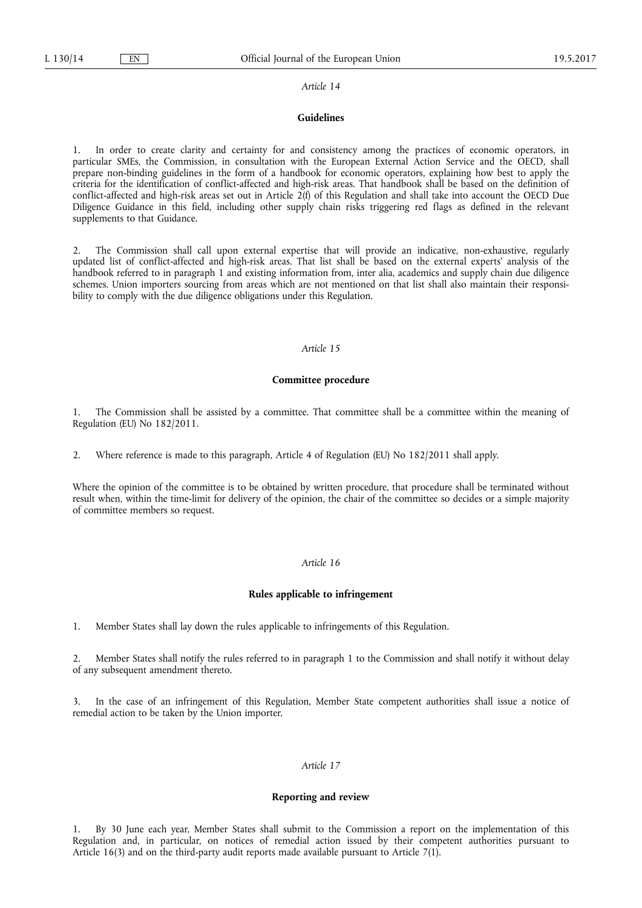*Article 14*

**Guidelines**

1. In order to create clarity and certainty for and consistency among the practices of economic operators, in particular SMEs, the Commission, in consultation with the European External Action Service and the OECD, shall prepare non-binding guidelines in the form of a handbook for economic operators, explaining how best to apply the criteria for the identification of conflict-affected and high-risk areas. That handbook shall be based on the definition of conflict-affected and high-risk areas set out in Article 2(f) of this Regulation and shall take into account the OECD Due Diligence Guidance in this field, including other supply chain risks triggering red flags as defined in the relevant supplements to that Guidance.

2. The Commission shall call upon external expertise that will provide an indicative, non-exhaustive, regularly updated list of conflict-affected and high-risk areas. That list shall be based on the external experts' analysis of the handbook referred to in paragraph 1 and existing information from, inter alia, academics and supply chain due diligence schemes. Union importers sourcing from areas which are not mentioned on that list shall also maintain their responsibility to comply with the due diligence obligations under this Regulation.

*Article 15*

**Committee procedure**

1. The Commission shall be assisted by a committee. That committee shall be a committee within the meaning of Regulation (EU) No 182/2011.

2. Where reference is made to this paragraph, Article 4 of Regulation (EU) No 182/2011 shall apply.

Where the opinion of the committee is to be obtained by written procedure, that procedure shall be terminated without result when, within the time-limit for delivery of the opinion, the chair of the committee so decides or a simple majority of committee members so request.

*Article 16*

**Rules applicable to infringement**

1. Member States shall lay down the rules applicable to infringements of this Regulation.

2. Member States shall notify the rules referred to in paragraph 1 to the Commission and shall notify it without delay of any subsequent amendment thereto.

3. In the case of an infringement of this Regulation, Member State competent authorities shall issue a notice of remedial action to be taken by the Union importer.

*Article 17*

**Reporting and review**

1. By 30 June each year, Member States shall submit to the Commission a report on the implementation of this Regulation and, in particular, on notices of remedial action issued by their competent authorities pursuant to Article 16(3) and on the third-party audit reports made available pursuant to Article 7(1).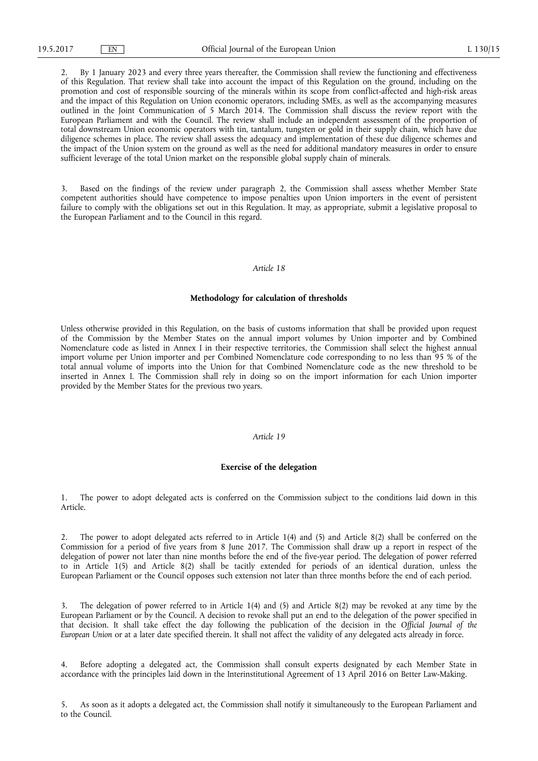2. By 1 January 2023 and every three years thereafter, the Commission shall review the functioning and effectiveness of this Regulation. That review shall take into account the impact of this Regulation on the ground, including on the promotion and cost of responsible sourcing of the minerals within its scope from conflict-affected and high-risk areas and the impact of this Regulation on Union economic operators, including SMEs, as well as the accompanying measures outlined in the Joint Communication of 5 March 2014. The Commission shall discuss the review report with the European Parliament and with the Council. The review shall include an independent assessment of the proportion of total downstream Union economic operators with tin, tantalum, tungsten or gold in their supply chain, which have due diligence schemes in place. The review shall assess the adequacy and implementation of these due diligence schemes and the impact of the Union system on the ground as well as the need for additional mandatory measures in order to ensure sufficient leverage of the total Union market on the responsible global supply chain of minerals.

3. Based on the findings of the review under paragraph 2, the Commission shall assess whether Member State competent authorities should have competence to impose penalties upon Union importers in the event of persistent failure to comply with the obligations set out in this Regulation. It may, as appropriate, submit a legislative proposal to the European Parliament and to the Council in this regard.

*Article 18*

**Methodology for calculation of thresholds**

Unless otherwise provided in this Regulation, on the basis of customs information that shall be provided upon request of the Commission by the Member States on the annual import volumes by Union importer and by Combined Nomenclature code as listed in Annex I in their respective territories, the Commission shall select the highest annual import volume per Union importer and per Combined Nomenclature code corresponding to no less than 95 % of the total annual volume of imports into the Union for that Combined Nomenclature code as the new threshold to be inserted in Annex I. The Commission shall rely in doing so on the import information for each Union importer provided by the Member States for the previous two years.

*Article 19*

**Exercise of the delegation**

1. The power to adopt delegated acts is conferred on the Commission subject to the conditions laid down in this Article.

2. The power to adopt delegated acts referred to in Article 1(4) and (5) and Article 8(2) shall be conferred on the Commission for a period of five years from 8 June 2017. The Commission shall draw up a report in respect of the delegation of power not later than nine months before the end of the five-year period. The delegation of power referred to in Article 1(5) and Article 8(2) shall be tacitly extended for periods of an identical duration, unless the European Parliament or the Council opposes such extension not later than three months before the end of each period.

3. The delegation of power referred to in Article 1(4) and (5) and Article 8(2) may be revoked at any time by the European Parliament or by the Council. A decision to revoke shall put an end to the delegation of the power specified in that decision. It shall take effect the day following the publication of the decision in the *Official Journal of the European Union* or at a later date specified therein. It shall not affect the validity of any delegated acts already in force.

4. Before adopting a delegated act, the Commission shall consult experts designated by each Member State in accordance with the principles laid down in the Interinstitutional Agreement of 13 April 2016 on Better Law-Making.

5. As soon as it adopts a delegated act, the Commission shall notify it simultaneously to the European Parliament and to the Council.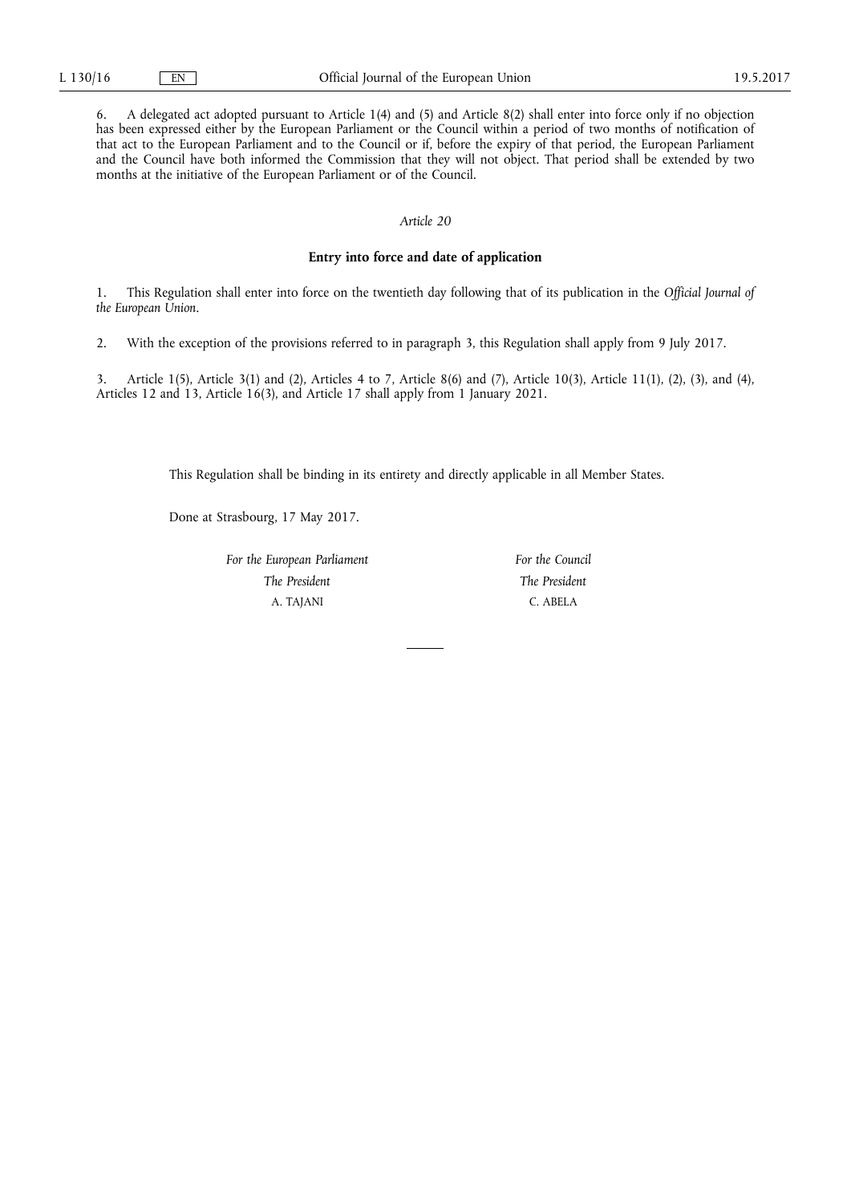6. A delegated act adopted pursuant to Article 1(4) and (5) and Article 8(2) shall enter into force only if no objection has been expressed either by the European Parliament or the Council within a period of two months of notification of that act to the European Parliament and to the Council or if, before the expiry of that period, the European Parliament and the Council have both informed the Commission that they will not object. That period shall be extended by two months at the initiative of the European Parliament or of the Council.

*Article 20*

**Entry into force and date of application**

1. This Regulation shall enter into force on the twentieth day following that of its publication in the *Official Journal of the European Union*.

2. With the exception of the provisions referred to in paragraph 3, this Regulation shall apply from 9 July 2017.

3. Article 1(5), Article 3(1) and (2), Articles 4 to 7, Article 8(6) and (7), Article 10(3), Article 11(1), (2), (3), and (4), Articles 12 and 13, Article 16(3), and Article 17 shall apply from 1 January 2021.

This Regulation shall be binding in its entirety and directly applicable in all Member States.

Done at Strasbourg, 17 May 2017.

| *For the European Parliament* | *For the Council* |
|---|---|
| *The President* | *The President* |
| A. TAJANI | C. ABELA |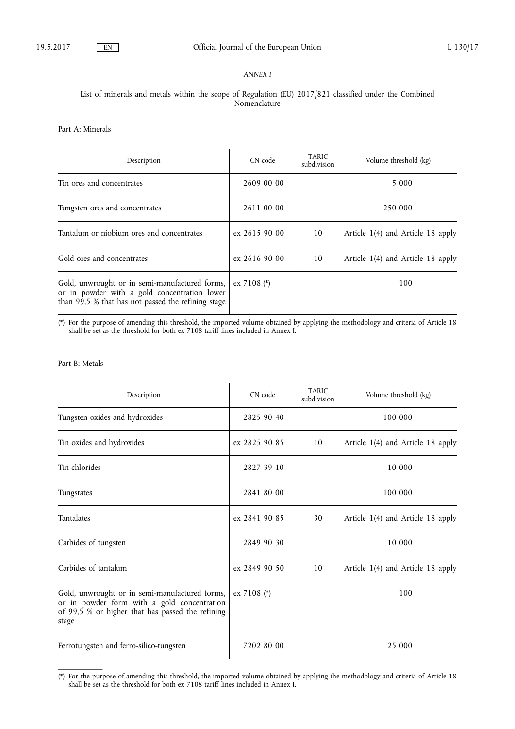*ANNEX I*

List of minerals and metals within the scope of Regulation (EU) 2017/821 classified under the Combined Nomenclature

Part A: Minerals

| Description | CN code | TARIC subdivision | Volume threshold (kg) |
|---|---|---|---|
| Tin ores and concentrates | 2609 00 00 | | 5 000 |
| Tungsten ores and concentrates | 2611 00 00 | | 250 000 |
| Tantalum or niobium ores and concentrates | ex 2615 90 00 | 10 | Article 1(4) and Article 18 apply |
| Gold ores and concentrates | ex 2616 90 00 | 10 | Article 1(4) and Article 18 apply |
| Gold, unwrought or in semi-manufactured forms, or in powder with a gold concentration lower than 99,5 % that has not passed the refining stage | ex 7108 (*) | | 100 |

(*) For the purpose of amending this threshold, the imported volume obtained by applying the methodology and criteria of Article 18 shall be set as the threshold for both ex 7108 tariff lines included in Annex I.

Part B: Metals

| Description | CN code | TARIC subdivision | Volume threshold (kg) |
|---|---|---|---|
| Tungsten oxides and hydroxides | 2825 90 40 | | 100 000 |
| Tin oxides and hydroxides | ex 2825 90 85 | 10 | Article 1(4) and Article 18 apply |
| Tin chlorides | 2827 39 10 | | 10 000 |
| Tungstates | 2841 80 00 | | 100 000 |
| Tantalates | ex 2841 90 85 | 30 | Article 1(4) and Article 18 apply |
| Carbides of tungsten | 2849 90 30 | | 10 000 |
| Carbides of tantalum | ex 2849 90 50 | 10 | Article 1(4) and Article 18 apply |
| Gold, unwrought or in semi-manufactured forms, or in powder form with a gold concentration of 99,5 % or higher that has passed the refining stage | ex 7108 (*) | | 100 |
| Ferrotungsten and ferro-silico-tungsten | 7202 80 00 | | 25 000 |

(*) For the purpose of amending this threshold, the imported volume obtained by applying the methodology and criteria of Article 18 shall be set as the threshold for both ex 7108 tariff lines included in Annex I.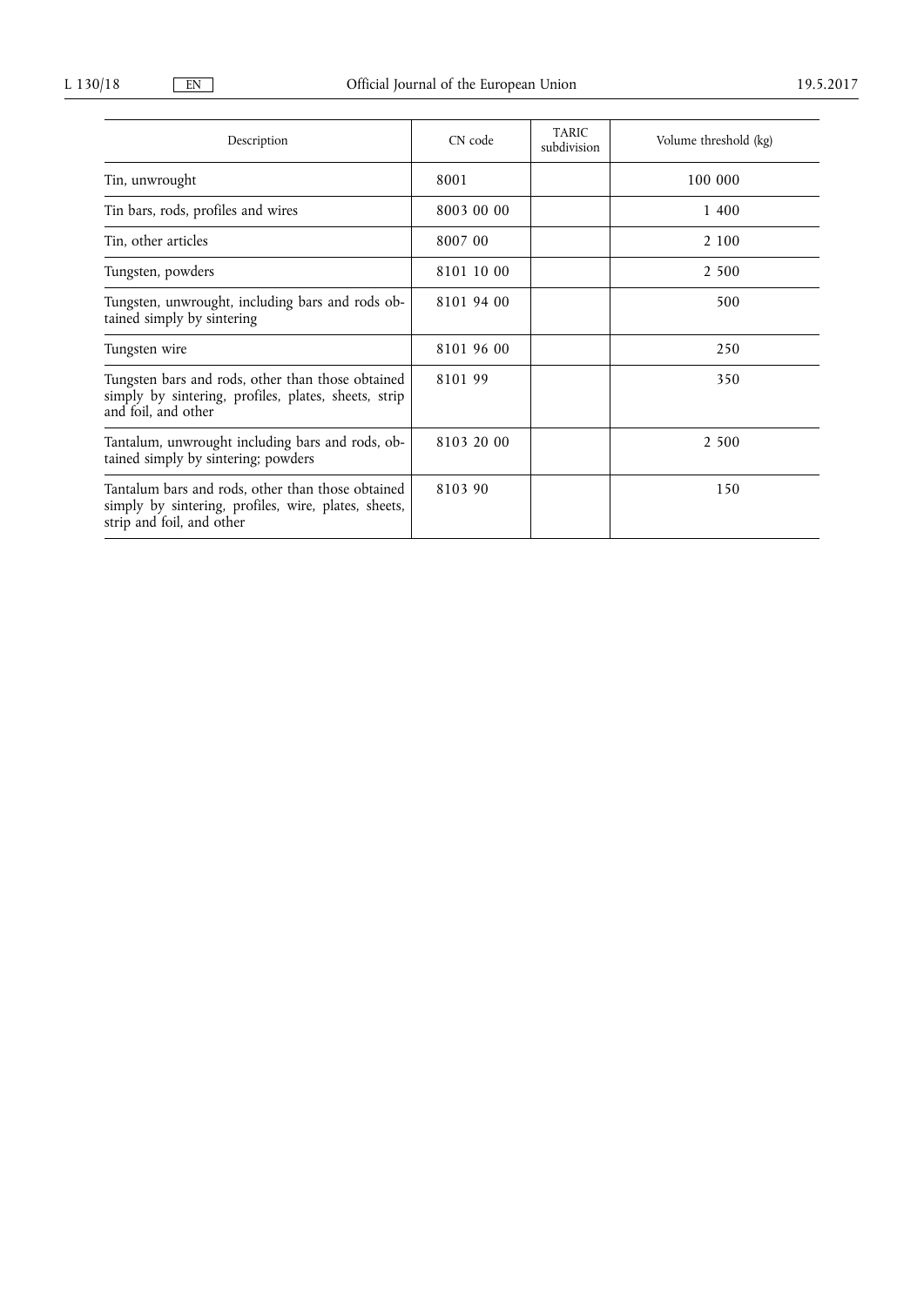| Description | CN code | TARIC subdivision | Volume threshold (kg) |
|---|---|---|---|
| Tin, unwrought | 8001 | | 100 000 |
| Tin bars, rods, profiles and wires | 8003 00 00 | | 1 400 |
| Tin, other articles | 8007 00 | | 2 100 |
| Tungsten, powders | 8101 10 00 | | 2 500 |
| Tungsten, unwrought, including bars and rods obtained simply by sintering | 8101 94 00 | | 500 |
| Tungsten wire | 8101 96 00 | | 250 |
| Tungsten bars and rods, other than those obtained simply by sintering, profiles, plates, sheets, strip and foil, and other | 8101 99 | | 350 |
| Tantalum, unwrought including bars and rods, obtained simply by sintering; powders | 8103 20 00 | | 2 500 |
| Tantalum bars and rods, other than those obtained simply by sintering, profiles, wire, plates, sheets, strip and foil, and other | 8103 90 | | 150 |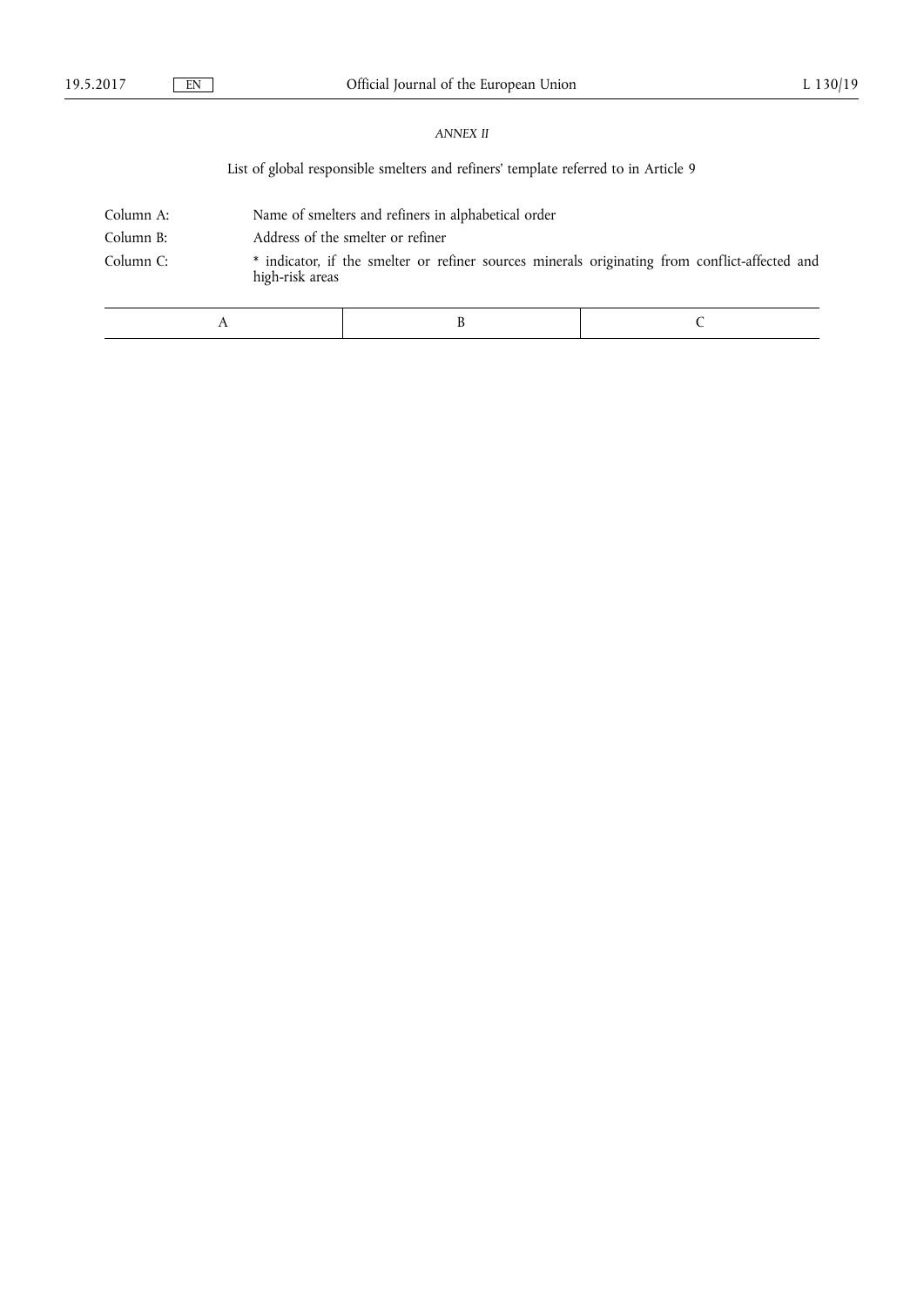*ANNEX II*

List of global responsible smelters and refiners' template referred to in Article 9

Column A: Name of smelters and refiners in alphabetical order

Column B: Address of the smelter or refiner

Column C: * indicator, if the smelter or refiner sources minerals originating from conflict-affected and high-risk areas

| A | B | C |
|---|---|---|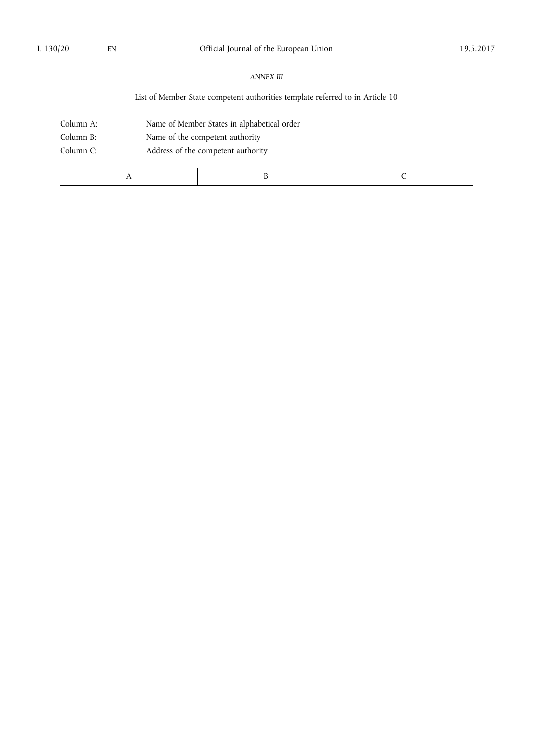*ANNEX III*

List of Member State competent authorities template referred to in Article 10

Column A: Name of Member States in alphabetical order

Column B: Name of the competent authority

Column C: Address of the competent authority

| A | B | C |
|---|---|---|